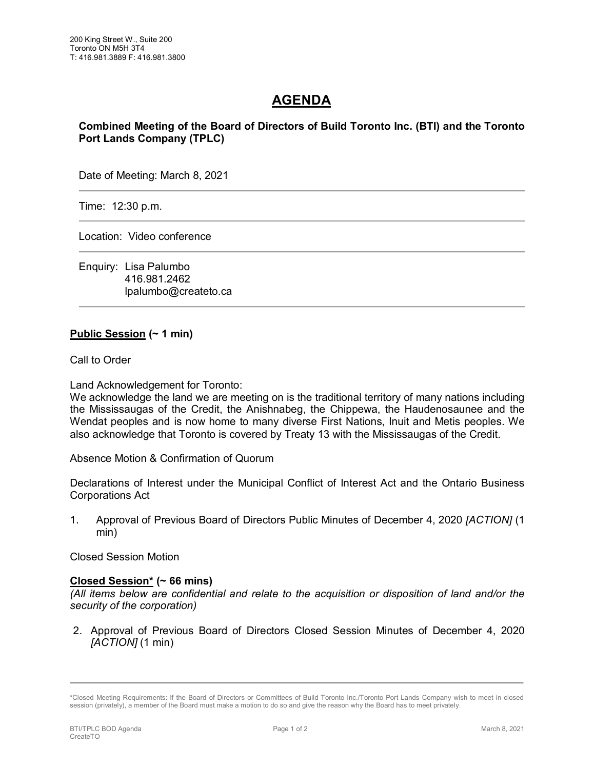200 King Street W., Suite 200
Toronto ON M5H 3T4
T: 416.981.3889 F: 416.981.3800

# AGENDA

**Combined Meeting of the Board of Directors of Build Toronto Inc. (BTI) and the Toronto Port Lands Company (TPLC)**

Date of Meeting: March 8, 2021

Time: 12:30 p.m.

Location: Video conference

Enquiry: Lisa Palumbo
416.981.2462
lpalumbo@createto.ca

**Public Session (~ 1 min)**

Call to Order

Land Acknowledgement for Toronto:
We acknowledge the land we are meeting on is the traditional territory of many nations including the Mississaugas of the Credit, the Anishnabeg, the Chippewa, the Haudenosaunee and the Wendat peoples and is now home to many diverse First Nations, Inuit and Metis peoples. We also acknowledge that Toronto is covered by Treaty 13 with the Mississaugas of the Credit.

Absence Motion & Confirmation of Quorum

Declarations of Interest under the Municipal Conflict of Interest Act and the Ontario Business Corporations Act

1. Approval of Previous Board of Directors Public Minutes of December 4, 2020 *[ACTION]* (1 min)

Closed Session Motion

**Closed Session* (~ 66 mins)**
*(All items below are confidential and relate to the acquisition or disposition of land and/or the security of the corporation)*

2. Approval of Previous Board of Directors Closed Session Minutes of December 4, 2020 *[ACTION]* (1 min)

*Closed Meeting Requirements: If the Board of Directors or Committees of Build Toronto Inc./Toronto Port Lands Company wish to meet in closed session (privately), a member of the Board must make a motion to do so and give the reason why the Board has to meet privately.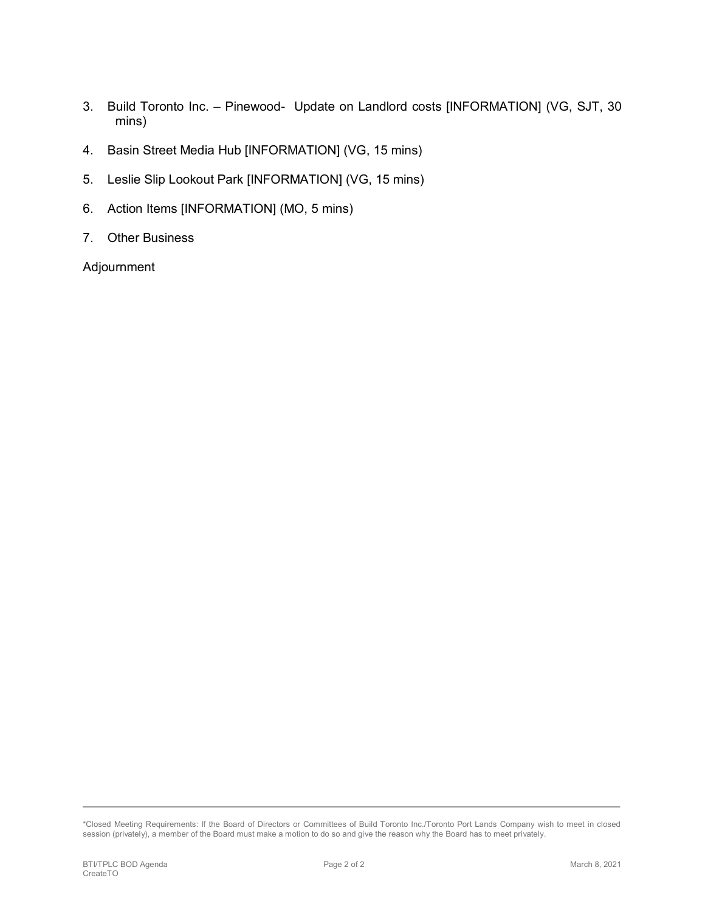3. Build Toronto Inc. – Pinewood- Update on Landlord costs [INFORMATION] (VG, SJT, 30 mins)
4. Basin Street Media Hub [INFORMATION] (VG, 15 mins)
5. Leslie Slip Lookout Park [INFORMATION] (VG, 15 mins)
6. Action Items [INFORMATION] (MO, 5 mins)
7. Other Business

Adjournment

*Closed Meeting Requirements: If the Board of Directors or Committees of Build Toronto Inc./Toronto Port Lands Company wish to meet in closed session (privately), a member of the Board must make a motion to do so and give the reason why the Board has to meet privately.